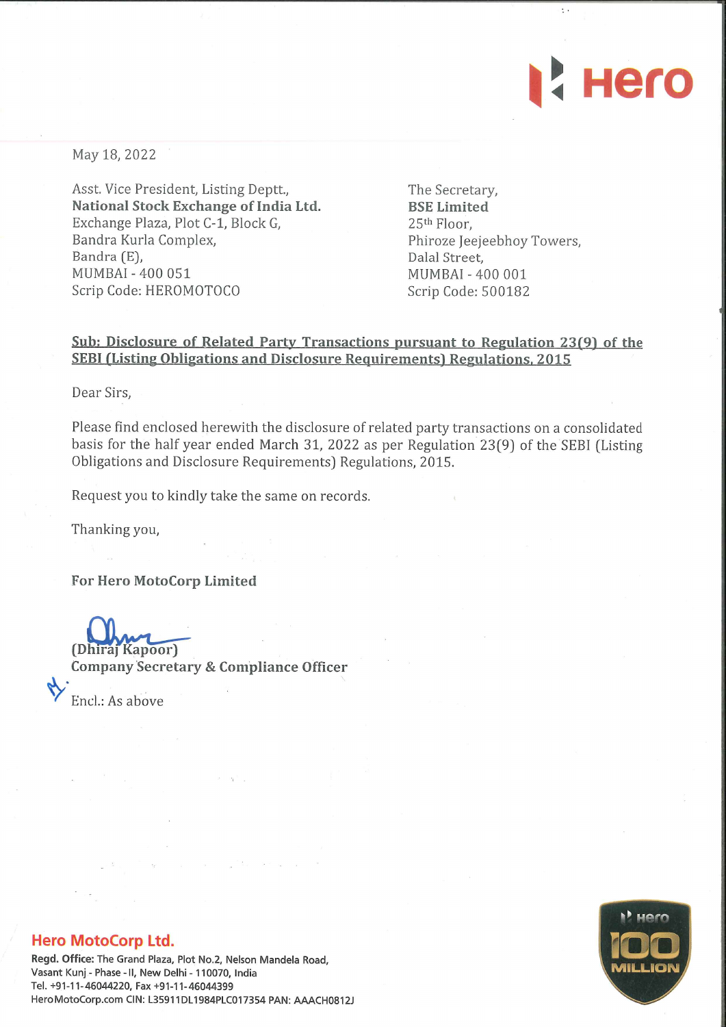May 18, 2022

Asst. Vice President, Listing Deptt.,
**National Stock Exchange of India Ltd.**
Exchange Plaza, Plot C-1, Block G,
Bandra Kurla Complex,
Bandra (E),
MUMBAI - 400 051
Scrip Code: HEROMOTOCO

The Secretary,
**BSE Limited**
25th Floor,
Phiroze Jeejeebhoy Towers,
Dalal Street,
MUMBAI - 400 001
Scrip Code: 500182

**Sub: Disclosure of Related Party Transactions pursuant to Regulation 23(9) of the SEBI (Listing Obligations and Disclosure Requirements) Regulations, 2015**

Dear Sirs,

Please find enclosed herewith the disclosure of related party transactions on a consolidated basis for the half year ended March 31, 2022 as per Regulation 23(9) of the SEBI (Listing Obligations and Disclosure Requirements) Regulations, 2015.

Request you to kindly take the same on records.

Thanking you,

**For Hero MotoCorp Limited**

(Dhiraj Kapoor)
**Company Secretary & Compliance Officer**

Encl.: As above

**Hero MotoCorp Ltd.**
**Regd. Office:** The Grand Plaza, Plot No.2, Nelson Mandela Road, Vasant Kunj - Phase - II, New Delhi - 110070, India
Tel. +91-11-46044220, Fax +91-11-46044399
HeroMotoCorp.com CIN: L35911DL1984PLC017354 PAN: AAACH0812J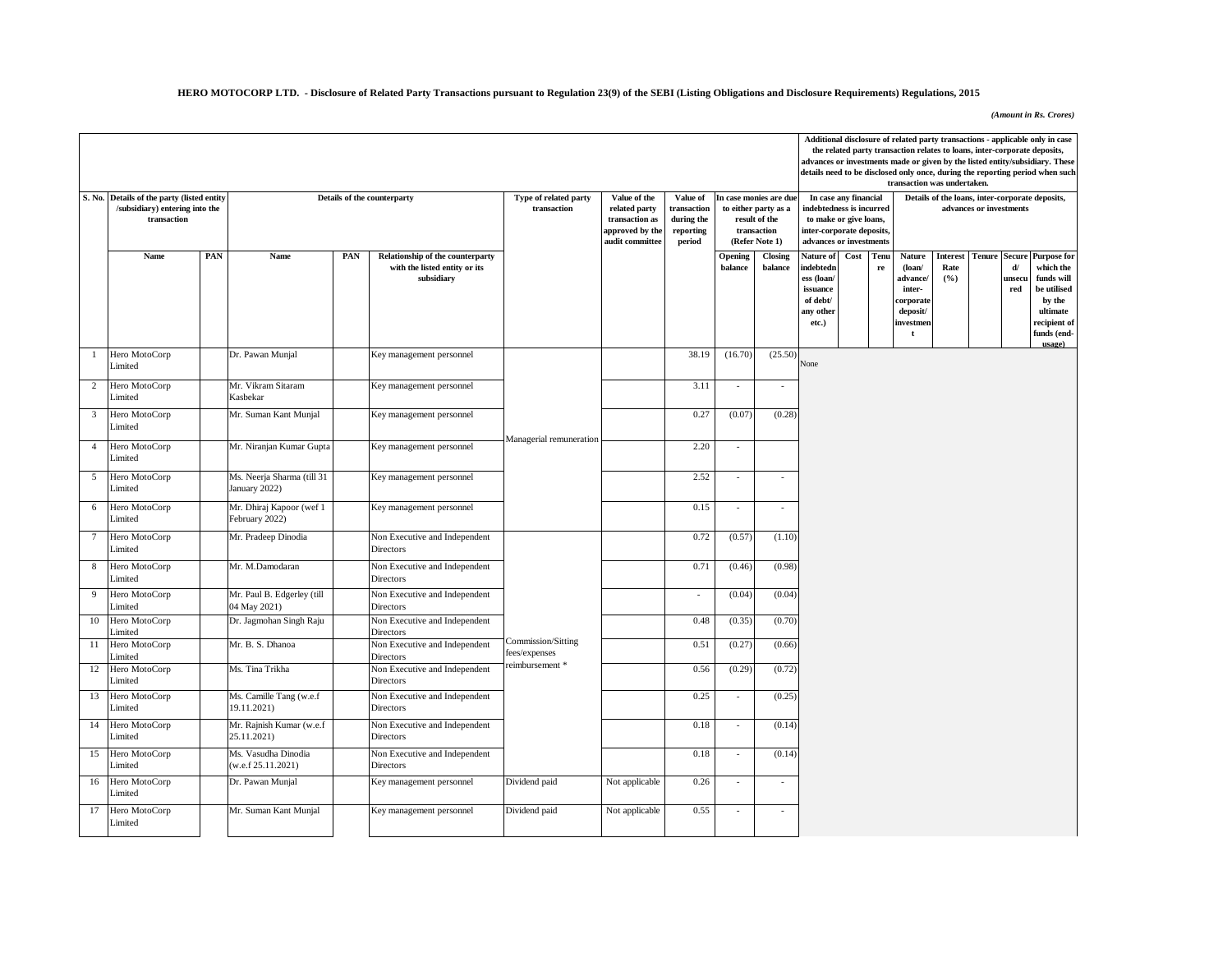**HERO MOTOCORP LTD. - Disclosure of Related Party Transactions pursuant to Regulation 23(9) of the SEBI (Listing Obligations and Disclosure Requirements) Regulations, 2015**

*(Amount in Rs. Crores)*

| S. No. | Details of the party (listed entity /subsidiary) entering into the transaction | | Details of the counterparty | | | Type of related party transaction | Value of the related party transaction as approved by the audit committee | Value of transaction during the reporting period | In case monies are due to either party as a result of the transaction (Refer Note 1) | | Additional disclosure of related party transactions - applicable only in case the related party transaction relates to loans, inter-corporate deposits, advances or investments made or given by the listed entity/subsidiary. These details need to be disclosed only once, during the reporting period when such transaction was undertaken. | | | | | | | |
|---|---|---|---|---|---|---|---|---|---|---|---|---|---|---|---|---|---|---|
| | | | | | | | | | | | In case any financial indebtedness is incurred to make or give loans, inter-corporate deposits, advances or investments | | | Details of the loans, inter-corporate deposits, advances or investments | | | | |
| | Name | PAN | Name | PAN | Relationship of the counterparty with the listed entity or its subsidiary | | | | Opening balance | Closing balance | Nature of indebtedness (loan/ issuance of debt/ any other etc.) | Cost | Tenure | Nature (loan/ advance/ inter-corporate deposit/ investment | Interest Rate (%) | Tenure | Secured/ unsecured | Purpose for which the funds will be utilised by the ultimate recipient of funds (end-usage) |
| 1 | Hero MotoCorp Limited | | Dr. Pawan Munjal | | Key management personnel | Managerial remuneration | | 38.19 | (16.70) | (25.50) | None | | | | | | | |
| 2 | Hero MotoCorp Limited | | Mr. Vikram Sitaram Kasbekar | | Key management personnel | Managerial remuneration | | 3.11 | - | - | | | | | | | | |
| 3 | Hero MotoCorp Limited | | Mr. Suman Kant Munjal | | Key management personnel | Managerial remuneration | | 0.27 | (0.07) | (0.28) | | | | | | | | |
| 4 | Hero MotoCorp Limited | | Mr. Niranjan Kumar Gupta | | Key management personnel | Managerial remuneration | | 2.20 | - | | | | | | | | | |
| 5 | Hero MotoCorp Limited | | Ms. Neerja Sharma (till 31 January 2022) | | Key management personnel | Managerial remuneration | | 2.52 | - | - | | | | | | | | |
| 6 | Hero MotoCorp Limited | | Mr. Dhiraj Kapoor (wef 1 February 2022) | | Key management personnel | Managerial remuneration | | 0.15 | - | - | | | | | | | | |
| 7 | Hero MotoCorp Limited | | Mr. Pradeep Dinodia | | Non Executive and Independent Directors | Commission/Sitting fees/expenses reimbursement * | | 0.72 | (0.57) | (1.10) | | | | | | | | |
| 8 | Hero MotoCorp Limited | | Mr. M.Damodaran | | Non Executive and Independent Directors | Commission/Sitting fees/expenses reimbursement * | | 0.71 | (0.46) | (0.98) | | | | | | | | |
| 9 | Hero MotoCorp Limited | | Mr. Paul B. Edgerley (till 04 May 2021) | | Non Executive and Independent Directors | Commission/Sitting fees/expenses reimbursement * | | - | (0.04) | (0.04) | | | | | | | | |
| 10 | Hero MotoCorp Limited | | Dr. Jagmohan Singh Raju | | Non Executive and Independent Directors | Commission/Sitting fees/expenses reimbursement * | | 0.48 | (0.35) | (0.70) | | | | | | | | |
| 11 | Hero MotoCorp Limited | | Mr. B. S. Dhanoa | | Non Executive and Independent Directors | Commission/Sitting fees/expenses reimbursement * | | 0.51 | (0.27) | (0.66) | | | | | | | | |
| 12 | Hero MotoCorp Limited | | Ms. Tina Trikha | | Non Executive and Independent Directors | Commission/Sitting fees/expenses reimbursement * | | 0.56 | (0.29) | (0.72) | | | | | | | | |
| 13 | Hero MotoCorp Limited | | Ms. Camille Tang (w.e.f 19.11.2021) | | Non Executive and Independent Directors | Commission/Sitting fees/expenses reimbursement * | | 0.25 | - | (0.25) | | | | | | | | |
| 14 | Hero MotoCorp Limited | | Mr. Rajnish Kumar (w.e.f 25.11.2021) | | Non Executive and Independent Directors | Commission/Sitting fees/expenses reimbursement * | | 0.18 | - | (0.14) | | | | | | | | |
| 15 | Hero MotoCorp Limited | | Ms. Vasudha Dinodia (w.e.f 25.11.2021) | | Non Executive and Independent Directors | Commission/Sitting fees/expenses reimbursement * | | 0.18 | - | (0.14) | | | | | | | | |
| 16 | Hero MotoCorp Limited | | Dr. Pawan Munjal | | Key management personnel | Dividend paid | Not applicable | 0.26 | - | - | | | | | | | | |
| 17 | Hero MotoCorp Limited | | Mr. Suman Kant Munjal | | Key management personnel | Dividend paid | Not applicable | 0.55 | - | - | | | | | | | | |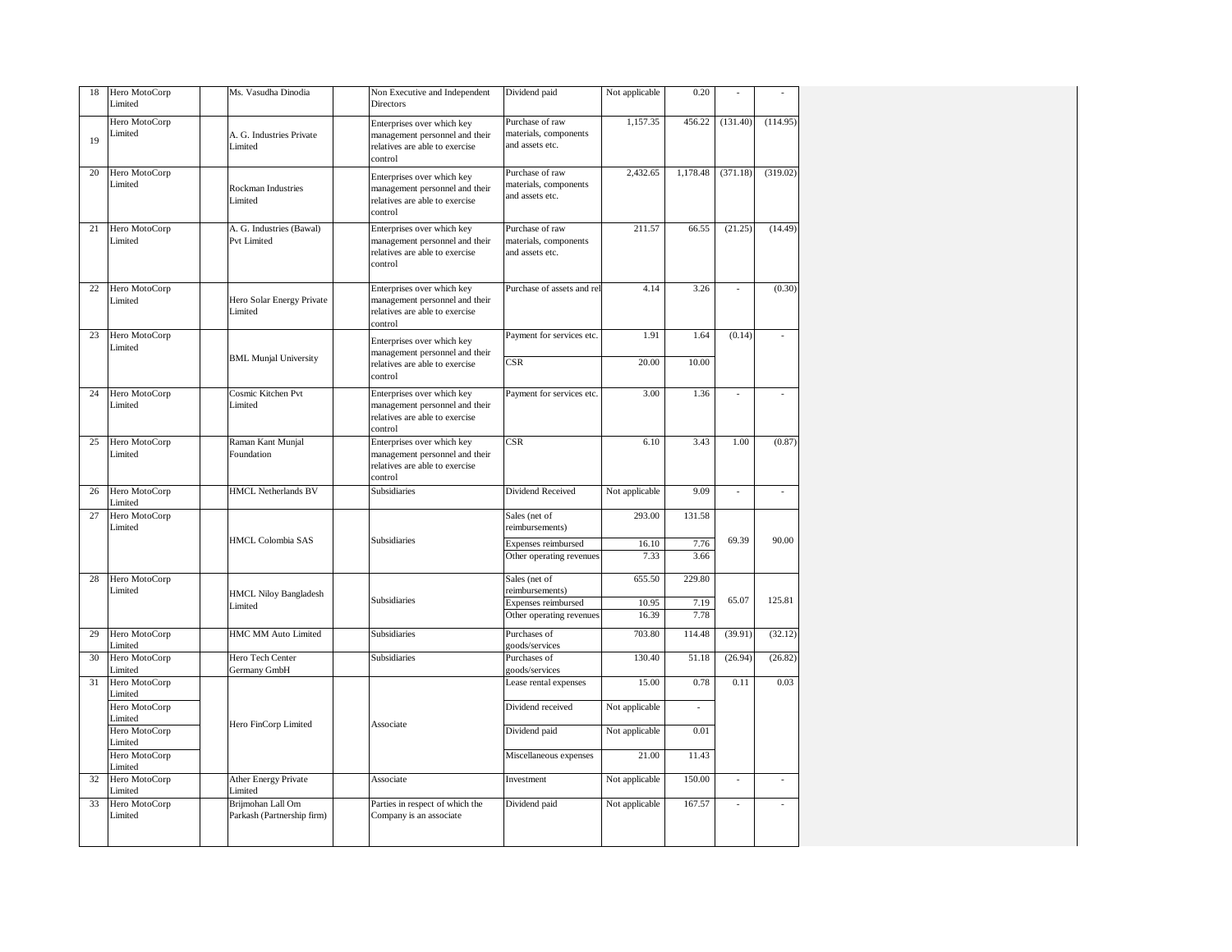| 18 | Hero MotoCorp Limited | | Ms. Vasudha Dinodia | | Non Executive and Independent Directors | Dividend paid | Not applicable | 0.20 | - | - |
|---|---|---|---|---|---|---|---|---|---|---|
| 19 | Hero MotoCorp Limited | | A. G. Industries Private Limited | | Enterprises over which key management personnel and their relatives are able to exercise control | Purchase of raw materials, components and assets etc. | 1,157.35 | 456.22 | (131.40) | (114.95) |
| 20 | Hero MotoCorp Limited | | Rockman Industries Limited | | Enterprises over which key management personnel and their relatives are able to exercise control | Purchase of raw materials, components and assets etc. | 2,432.65 | 1,178.48 | (371.18) | (319.02) |
| 21 | Hero MotoCorp Limited | | A. G. Industries (Bawal) Pvt Limited | | Enterprises over which key management personnel and their relatives are able to exercise control | Purchase of raw materials, components and assets etc. | 211.57 | 66.55 | (21.25) | (14.49) |
| 22 | Hero MotoCorp Limited | | Hero Solar Energy Private Limited | | Enterprises over which key management personnel and their relatives are able to exercise control | Purchase of assets and rel | 4.14 | 3.26 | - | (0.30) |
| 23 | Hero MotoCorp Limited | | BML Munjal University | | Enterprises over which key management personnel and their relatives are able to exercise control | Payment for services etc. | 1.91 | 1.64 | (0.14) | - |
| | | | | | | CSR | 20.00 | 10.00 | | |
| 24 | Hero MotoCorp Limited | | Cosmic Kitchen Pvt Limited | | Enterprises over which key management personnel and their relatives are able to exercise control | Payment for services etc. | 3.00 | 1.36 | - | - |
| 25 | Hero MotoCorp Limited | | Raman Kant Munjal Foundation | | Enterprises over which key management personnel and their relatives are able to exercise control | CSR | 6.10 | 3.43 | 1.00 | (0.87) |
| 26 | Hero MotoCorp Limited | | HMCL Netherlands BV | | Subsidiaries | Dividend Received | Not applicable | 9.09 | - | - |
| 27 | Hero MotoCorp Limited | | HMCL Colombia SAS | | Subsidiaries | Sales (net of reimbursements) | 293.00 | 131.58 | 69.39 | 90.00 |
| | | | | | | Expenses reimbursed | 16.10 | 7.76 | | |
| | | | | | | Other operating revenues | 7.33 | 3.66 | | |
| 28 | Hero MotoCorp Limited | | HMCL Niloy Bangladesh Limited | | Subsidiaries | Sales (net of reimbursements) | 655.50 | 229.80 | 65.07 | 125.81 |
| | | | | | | Expenses reimbursed | 10.95 | 7.19 | | |
| | | | | | | Other operating revenues | 16.39 | 7.78 | | |
| 29 | Hero MotoCorp Limited | | HMC MM Auto Limited | | Subsidiaries | Purchases of goods/services | 703.80 | 114.48 | (39.91) | (32.12) |
| 30 | Hero MotoCorp Limited | | Hero Tech Center Germany GmbH | | Subsidiaries | Purchases of goods/services | 130.40 | 51.18 | (26.94) | (26.82) |
| 31 | Hero MotoCorp Limited | | Hero FinCorp Limited | | Associate | Lease rental expenses | 15.00 | 0.78 | 0.11 | 0.03 |
| | Hero MotoCorp Limited | | | | | Dividend received | Not applicable | - | | |
| | Hero MotoCorp Limited | | | | | Dividend paid | Not applicable | 0.01 | | |
| | Hero MotoCorp Limited | | | | | Miscellaneous expenses | 21.00 | 11.43 | | |
| 32 | Hero MotoCorp Limited | | Ather Energy Private Limited | | Associate | Investment | Not applicable | 150.00 | - | - |
| 33 | Hero MotoCorp Limited | | Brijmohan Lall Om Parkash (Partnership firm) | | Parties in respect of which the Company is an associate | Dividend paid | Not applicable | 167.57 | - | - |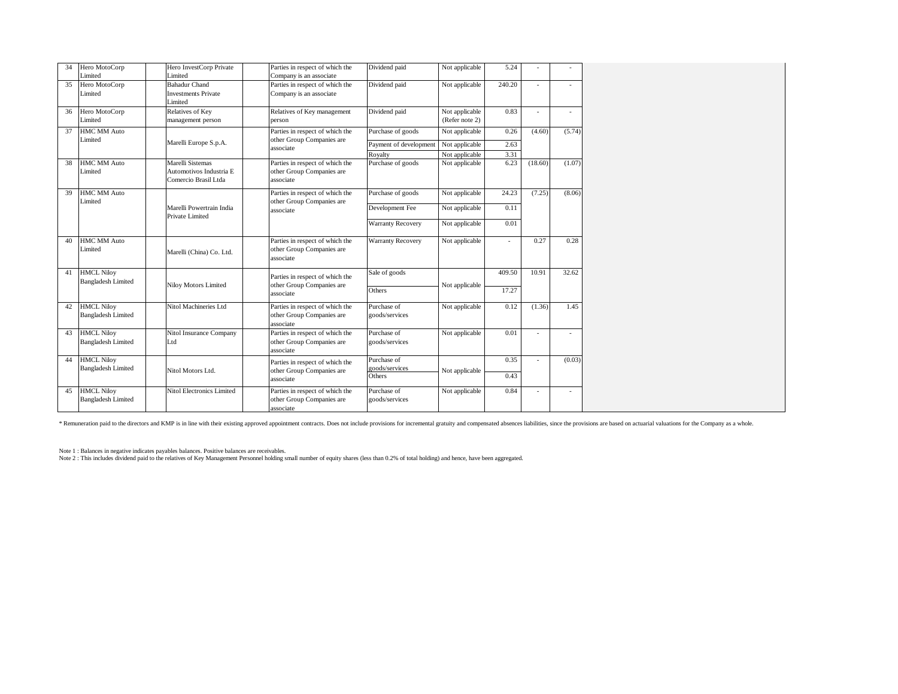| | | | | | | | | | | |
|---|---|---|---|---|---|---|---|---|---|---|
| 34 | Hero MotoCorp Limited | | Hero InvestCorp Private Limited | | Parties in respect of which the Company is an associate | Dividend paid | Not applicable | 5.24 | - | - |
| 35 | Hero MotoCorp Limited | | Bahadur Chand Investments Private Limited | | Parties in respect of which the Company is an associate | Dividend paid | Not applicable | 240.20 | - | - |
| 36 | Hero MotoCorp Limited | | Relatives of Key management person | | Relatives of Key management person | Dividend paid | Not applicable (Refer note 2) | 0.83 | - | - |
| 37 | HMC MM Auto Limited | | Marelli Europe S.p.A. | | Parties in respect of which the other Group Companies are associate | Purchase of goods | Not applicable | 0.26 | (4.60) | (5.74) |
| | | | | | | Payment of development | Not applicable | 2.63 | | |
| | | | | | | Royalty | Not applicable | 3.31 | | |
| 38 | HMC MM Auto Limited | | Marelli Sistemas Automotivos Industria E Comercio Brasil Ltda | | Parties in respect of which the other Group Companies are associate | Purchase of goods | Not applicable | 6.23 | (18.60) | (1.07) |
| 39 | HMC MM Auto Limited | | Marelli Powertrain India Private Limited | | Parties in respect of which the other Group Companies are associate | Purchase of goods | Not applicable | 24.23 | (7.25) | (8.06) |
| | | | | | | Development Fee | Not applicable | 0.11 | | |
| | | | | | | Warranty Recovery | Not applicable | 0.01 | | |
| 40 | HMC MM Auto Limited | | Marelli (China) Co. Ltd. | | Parties in respect of which the other Group Companies are associate | Warranty Recovery | Not applicable | - | 0.27 | 0.28 |
| 41 | HMCL Niloy Bangladesh Limited | | Niloy Motors Limited | | Parties in respect of which the other Group Companies are associate | Sale of goods | Not applicable | 409.50 | 10.91 | 32.62 |
| | | | | | | Others | | 17.27 | | |
| 42 | HMCL Niloy Bangladesh Limited | | Nitol Machineries Ltd | | Parties in respect of which the other Group Companies are associate | Purchase of goods/services | Not applicable | 0.12 | (1.36) | 1.45 |
| 43 | HMCL Niloy Bangladesh Limited | | Nitol Insurance Company Ltd | | Parties in respect of which the other Group Companies are associate | Purchase of goods/services | Not applicable | 0.01 | - | - |
| 44 | HMCL Niloy Bangladesh Limited | | Nitol Motors Ltd. | | Parties in respect of which the other Group Companies are associate | Purchase of goods/services | Not applicable | 0.35 | - | (0.03) |
| | | | | | | Others | | 0.43 | | |
| 45 | HMCL Niloy Bangladesh Limited | | Nitol Electronics Limited | | Parties in respect of which the other Group Companies are associate | Purchase of goods/services | Not applicable | 0.84 | - | - |

* Remuneration paid to the directors and KMP is in line with their existing approved appointment contracts. Does not include provisions for incremental gratuity and compensated absences liabilities, since the provisions are based on actuarial valuations for the Company as a whole.

Note 1 : Balances in negative indicates payables balances. Positive balances are receivables.
Note 2 : This includes dividend paid to the relatives of Key Management Personnel holding small number of equity shares (less than 0.2% of total holding) and hence, have been aggregated.